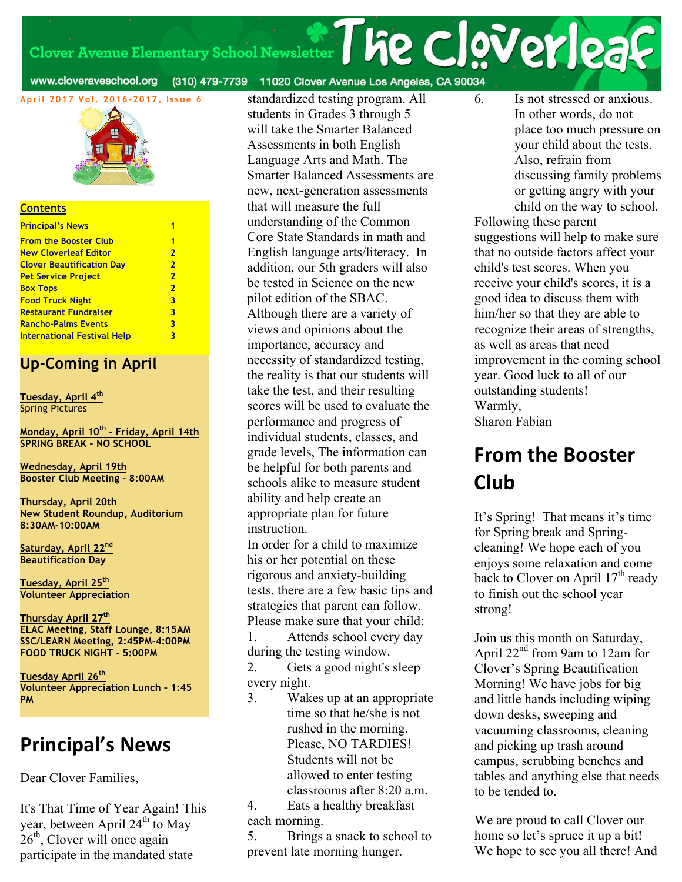# The Cloverleaf

Clover Avenue Elementary School Newsletter

www.cloveraveschool.org (310) 479-7739 11020 Clover Avenue Los Angeles, CA 90034

April 2017 Vol. 2016-2017, Issue 6

## Contents

| | |
|---|---|
| Principal's News | 1 |
| From the Booster Club | 1 |
| New Cloverleaf Editor | 2 |
| Clover Beautification Day | 2 |
| Pet Service Project | 2 |
| Box Tops | 2 |
| Food Truck Night | 3 |
| Restaurant Fundraiser | 3 |
| Rancho-Palms Events | 3 |
| International Festival Help | 3 |

## Up-Coming in April

**Tuesday, April 4th**
Spring Pictures

**Monday, April 10th – Friday, April 14th**
**SPRING BREAK - NO SCHOOL**

**Wednesday, April 19th**
**Booster Club Meeting - 8:00AM**

**Thursday, April 20th**
**New Student Roundup, Auditorium 8:30AM-10:00AM**

**Saturday, April 22nd**
**Beautification Day**

**Tuesday, April 25th**
**Volunteer Appreciation**

**Thursday April 27th**
**ELAC Meeting, Staff Lounge, 8:15AM**
**SSC/LEARN Meeting, 2:45PM-4:00PM**
**FOOD TRUCK NIGHT - 5:00PM**

**Tuesday April 26th**
**Volunteer Appreciation Lunch - 1:45 PM**

## Principal's News

Dear Clover Families,

It's That Time of Year Again! This year, between April 24th to May 26th, Clover will once again participate in the mandated state standardized testing program. All students in Grades 3 through 5 will take the Smarter Balanced Assessments in both English Language Arts and Math. The Smarter Balanced Assessments are new, next-generation assessments that will measure the full understanding of the Common Core State Standards in math and English language arts/literacy. In addition, our 5th graders will also be tested in Science on the new pilot edition of the SBAC. Although there are a variety of views and opinions about the importance, accuracy and necessity of standardized testing, the reality is that our students will take the test, and their resulting scores will be used to evaluate the performance and progress of individual students, classes, and grade levels, The information can be helpful for both parents and schools alike to measure student ability and help create an appropriate plan for future instruction.

In order for a child to maximize his or her potential on these rigorous and anxiety-building tests, there are a few basic tips and strategies that parent can follow. Please make sure that your child:

1. Attends school every day during the testing window.
2. Gets a good night's sleep every night.
3. Wakes up at an appropriate time so that he/she is not rushed in the morning. Please, NO TARDIES! Students will not be allowed to enter testing classrooms after 8:20 a.m.
4. Eats a healthy breakfast each morning.
5. Brings a snack to school to prevent late morning hunger.
6. Is not stressed or anxious. In other words, do not place too much pressure on your child about the tests. Also, refrain from discussing family problems or getting angry with your child on the way to school.

Following these parent suggestions will help to make sure that no outside factors affect your child's test scores. When you receive your child's scores, it is a good idea to discuss them with him/her so that they are able to recognize their areas of strengths, as well as areas that need improvement in the coming school year. Good luck to all of our outstanding students!

Warmly,
Sharon Fabian

## From the Booster Club

It's Spring! That means it's time for Spring break and Spring-cleaning! We hope each of you enjoys some relaxation and come back to Clover on April 17th ready to finish out the school year strong!

Join us this month on Saturday, April 22nd from 9am to 12am for Clover's Spring Beautification Morning! We have jobs for big and little hands including wiping down desks, sweeping and vacuuming classrooms, cleaning and picking up trash around campus, scrubbing benches and tables and anything else that needs to be tended to.

We are proud to call Clover our home so let's spruce it up a bit! We hope to see you all there! And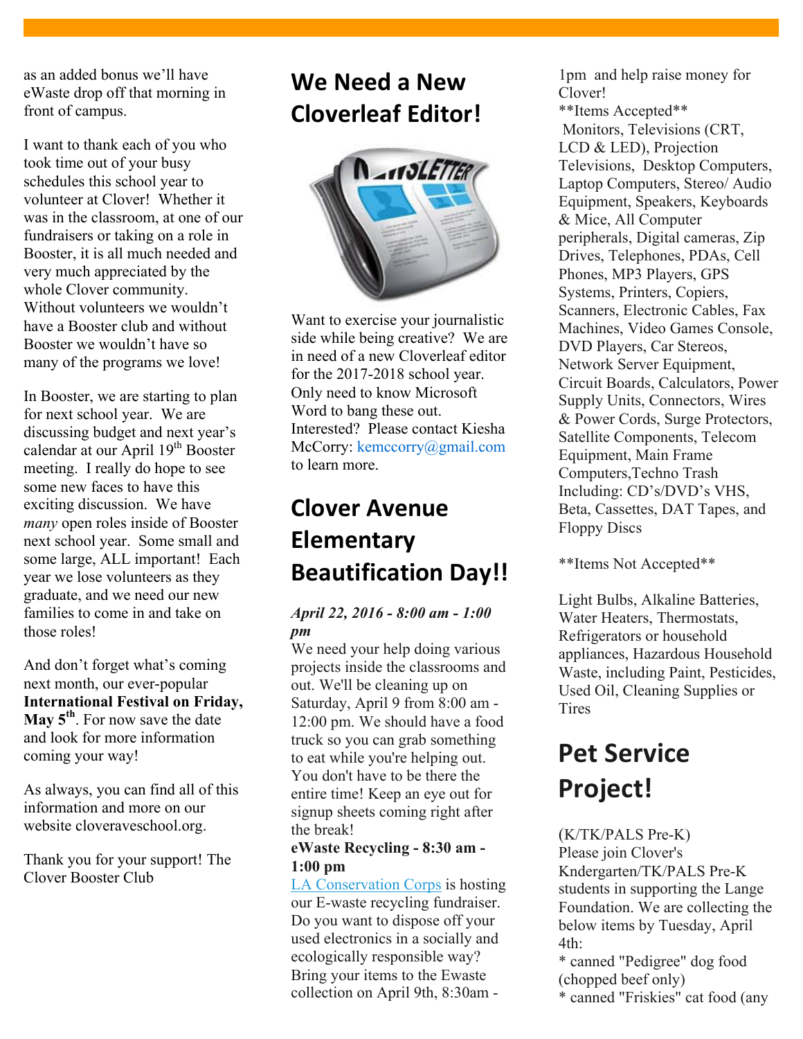as an added bonus we'll have eWaste drop off that morning in front of campus.

I want to thank each of you who took time out of your busy schedules this school year to volunteer at Clover! Whether it was in the classroom, at one of our fundraisers or taking on a role in Booster, it is all much needed and very much appreciated by the whole Clover community. Without volunteers we wouldn't have a Booster club and without Booster we wouldn't have so many of the programs we love!

In Booster, we are starting to plan for next school year. We are discussing budget and next year's calendar at our April 19th Booster meeting. I really do hope to see some new faces to have this exciting discussion. We have *many* open roles inside of Booster next school year. Some small and some large, ALL important! Each year we lose volunteers as they graduate, and we need our new families to come in and take on those roles!

And don't forget what's coming next month, our ever-popular **International Festival on Friday, May 5th**. For now save the date and look for more information coming your way!

As always, you can find all of this information and more on our website cloveraveschool.org.

Thank you for your support! The Clover Booster Club

# We Need a New Cloverleaf Editor!

Want to exercise your journalistic side while being creative? We are in need of a new Cloverleaf editor for the 2017-2018 school year. Only need to know Microsoft Word to bang these out. Interested? Please contact Kiesha McCorry: kemccorry@gmail.com to learn more.

# Clover Avenue Elementary Beautification Day!!

***April 22, 2016 - 8:00 am - 1:00 pm***

We need your help doing various projects inside the classrooms and out. We'll be cleaning up on Saturday, April 9 from 8:00 am - 12:00 pm. We should have a food truck so you can grab something to eat while you're helping out. You don't have to be there the entire time! Keep an eye out for signup sheets coming right after the break!

**eWaste Recycling - 8:30 am - 1:00 pm**

LA Conservation Corps is hosting our E-waste recycling fundraiser. Do you want to dispose off your used electronics in a socially and ecologically responsible way? Bring your items to the Ewaste collection on April 9th, 8:30am - 1pm and help raise money for Clover!

**Items Accepted**

Monitors, Televisions (CRT, LCD & LED), Projection Televisions, Desktop Computers, Laptop Computers, Stereo/ Audio Equipment, Speakers, Keyboards & Mice, All Computer peripherals, Digital cameras, Zip Drives, Telephones, PDAs, Cell Phones, MP3 Players, GPS Systems, Printers, Copiers, Scanners, Electronic Cables, Fax Machines, Video Games Console, DVD Players, Car Stereos, Network Server Equipment, Circuit Boards, Calculators, Power Supply Units, Connectors, Wires & Power Cords, Surge Protectors, Satellite Components, Telecom Equipment, Main Frame Computers,Techno Trash Including: CD's/DVD's VHS, Beta, Cassettes, DAT Tapes, and Floppy Discs

**Items Not Accepted**

Light Bulbs, Alkaline Batteries, Water Heaters, Thermostats, Refrigerators or household appliances, Hazardous Household Waste, including Paint, Pesticides, Used Oil, Cleaning Supplies or Tires

# Pet Service Project!

(K/TK/PALS Pre-K)
Please join Clover's Kndergarten/TK/PALS Pre-K students in supporting the Lange Foundation. We are collecting the below items by Tuesday, April 4th:

* canned "Pedigree" dog food (chopped beef only)
* canned "Friskies" cat food (any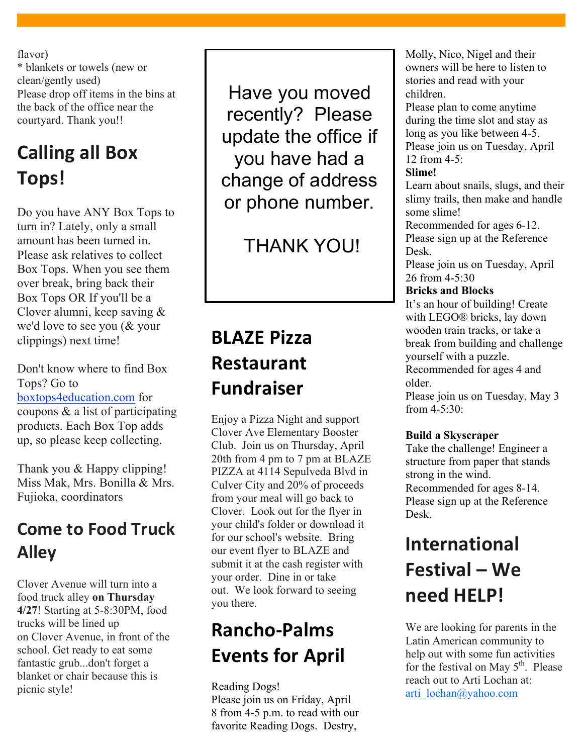flavor)
* blankets or towels (new or clean/gently used)
Please drop off items in the bins at the back of the office near the courtyard. Thank you!!

## Calling all Box Tops!

Do you have ANY Box Tops to turn in? Lately, only a small amount has been turned in. Please ask relatives to collect Box Tops. When you see them over break, bring back their Box Tops OR If you'll be a Clover alumni, keep saving & we'd love to see you (& your clippings) next time!

Don't know where to find Box Tops? Go to boxtops4education.com for coupons & a list of participating products. Each Box Top adds up, so please keep collecting.

Thank you & Happy clipping!
Miss Mak, Mrs. Bonilla & Mrs. Fujioka, coordinators

## Come to Food Truck Alley

Clover Avenue will turn into a food truck alley **on Thursday 4/27**! Starting at 5-8:30PM, food trucks will be lined up on Clover Avenue, in front of the school. Get ready to eat some fantastic grub...don't forget a blanket or chair because this is picnic style!

Have you moved recently? Please update the office if you have had a change of address or phone number.

THANK YOU!

## BLAZE Pizza Restaurant Fundraiser

Enjoy a Pizza Night and support Clover Ave Elementary Booster Club. Join us on Thursday, April 20th from 4 pm to 7 pm at BLAZE PIZZA at 4114 Sepulveda Blvd in Culver City and 20% of proceeds from your meal will go back to Clover. Look out for the flyer in your child's folder or download it for our school's website. Bring our event flyer to BLAZE and submit it at the cash register with your order. Dine in or take out. We look forward to seeing you there.

## Rancho-Palms Events for April

Reading Dogs!
Please join us on Friday, April 8 from 4-5 p.m. to read with our favorite Reading Dogs. Destry, Molly, Nico, Nigel and their owners will be here to listen to stories and read with your children.
Please plan to come anytime during the time slot and stay as long as you like between 4-5.
Please join us on Tuesday, April 12 from 4-5:
**Slime!**
Learn about snails, slugs, and their slimy trails, then make and handle some slime!
Recommended for ages 6-12.
Please sign up at the Reference Desk.
Please join us on Tuesday, April 26 from 4-5:30
**Bricks and Blocks**
It's an hour of building! Create with LEGO® bricks, lay down wooden train tracks, or take a break from building and challenge yourself with a puzzle.
Recommended for ages 4 and older.
Please join us on Tuesday, May 3 from 4-5:30:

**Build a Skyscraper**
Take the challenge! Engineer a structure from paper that stands strong in the wind.
Recommended for ages 8-14.
Please sign up at the Reference Desk.

## International Festival – We need HELP!

We are looking for parents in the Latin American community to help out with some fun activities for the festival on May 5th. Please reach out to Arti Lochan at: arti_lochan@yahoo.com